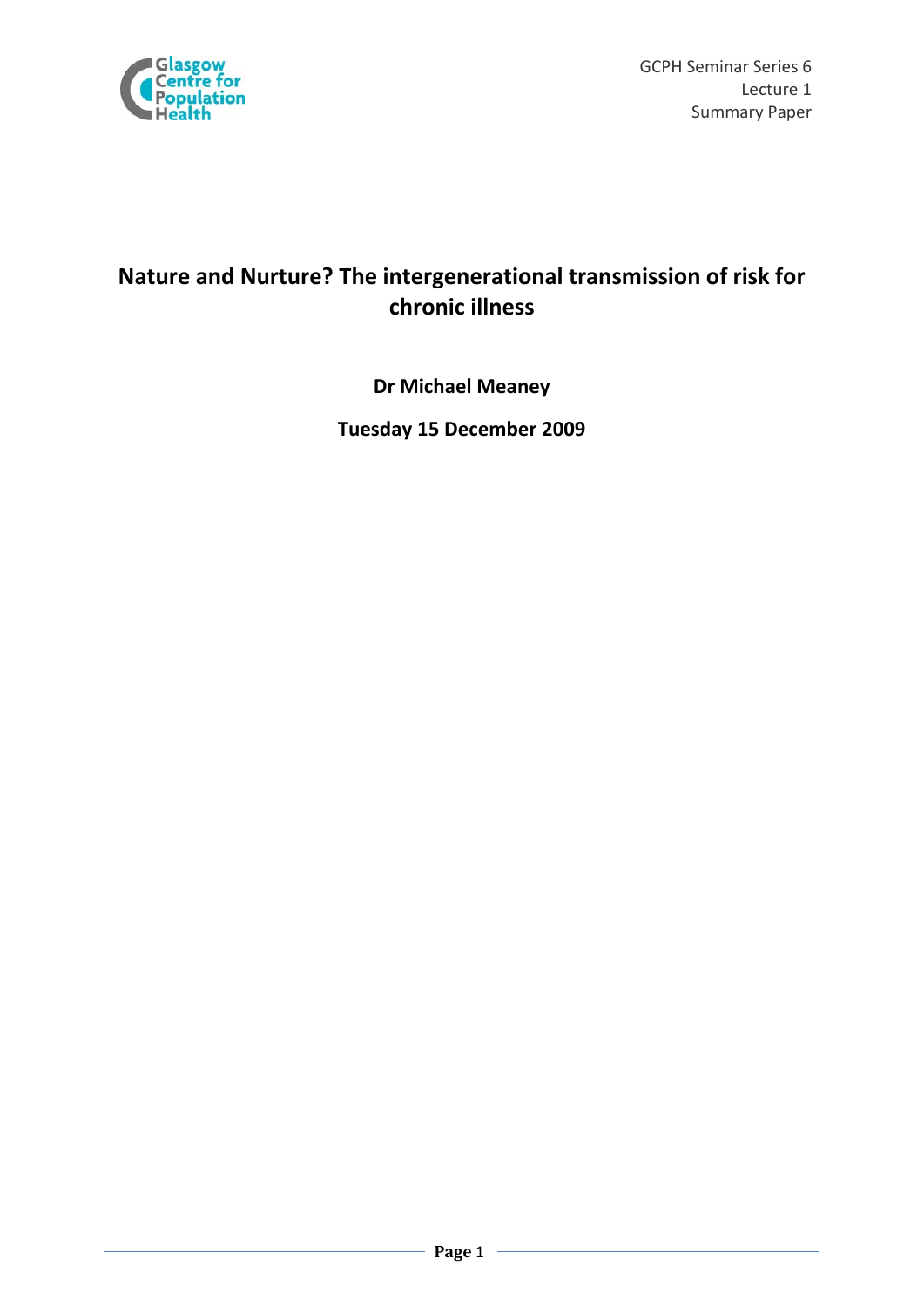GCPH Seminar Series 6
Lecture 1
Summary Paper

# Nature and Nurture? The intergenerational transmission of risk for chronic illness

**Dr Michael Meaney**

**Tuesday 15 December 2009**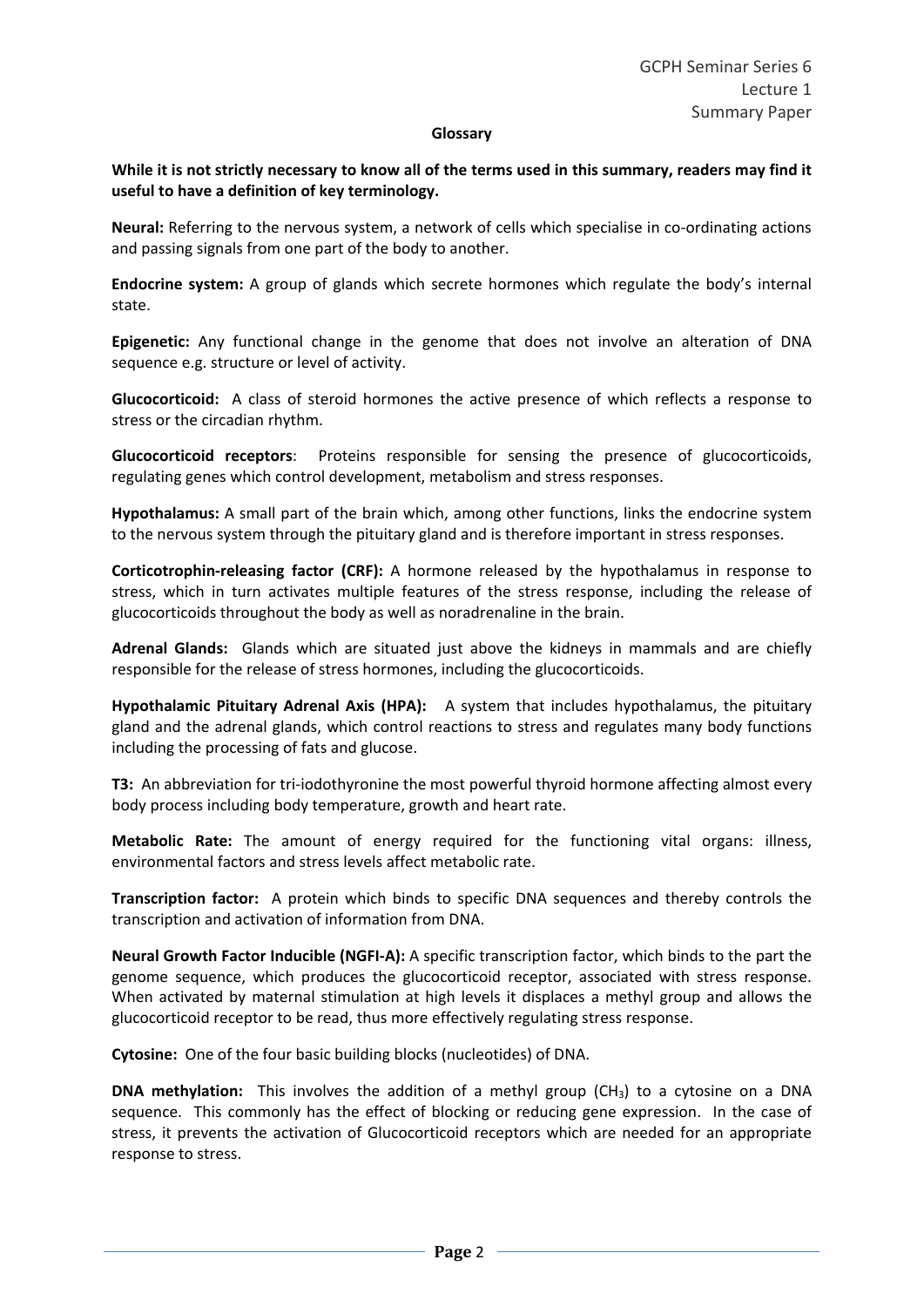## Glossary

**While it is not strictly necessary to know all of the terms used in this summary, readers may find it useful to have a definition of key terminology.**

**Neural:** Referring to the nervous system, a network of cells which specialise in co-ordinating actions and passing signals from one part of the body to another.

**Endocrine system:** A group of glands which secrete hormones which regulate the body's internal state.

**Epigenetic:** Any functional change in the genome that does not involve an alteration of DNA sequence e.g. structure or level of activity.

**Glucocorticoid:** A class of steroid hormones the active presence of which reflects a response to stress or the circadian rhythm.

**Glucocorticoid receptors**: Proteins responsible for sensing the presence of glucocorticoids, regulating genes which control development, metabolism and stress responses.

**Hypothalamus:** A small part of the brain which, among other functions, links the endocrine system to the nervous system through the pituitary gland and is therefore important in stress responses.

**Corticotrophin-releasing factor (CRF):** A hormone released by the hypothalamus in response to stress, which in turn activates multiple features of the stress response, including the release of glucocorticoids throughout the body as well as noradrenaline in the brain.

**Adrenal Glands:** Glands which are situated just above the kidneys in mammals and are chiefly responsible for the release of stress hormones, including the glucocorticoids.

**Hypothalamic Pituitary Adrenal Axis (HPA):** A system that includes hypothalamus, the pituitary gland and the adrenal glands, which control reactions to stress and regulates many body functions including the processing of fats and glucose.

**T3:** An abbreviation for tri-iodothyronine the most powerful thyroid hormone affecting almost every body process including body temperature, growth and heart rate.

**Metabolic Rate:** The amount of energy required for the functioning vital organs: illness, environmental factors and stress levels affect metabolic rate.

**Transcription factor:** A protein which binds to specific DNA sequences and thereby controls the transcription and activation of information from DNA.

**Neural Growth Factor Inducible (NGFI-A):** A specific transcription factor, which binds to the part the genome sequence, which produces the glucocorticoid receptor, associated with stress response. When activated by maternal stimulation at high levels it displaces a methyl group and allows the glucocorticoid receptor to be read, thus more effectively regulating stress response.

**Cytosine:** One of the four basic building blocks (nucleotides) of DNA.

**DNA methylation:** This involves the addition of a methyl group ($CH_3$) to a cytosine on a DNA sequence. This commonly has the effect of blocking or reducing gene expression. In the case of stress, it prevents the activation of Glucocorticoid receptors which are needed for an appropriate response to stress.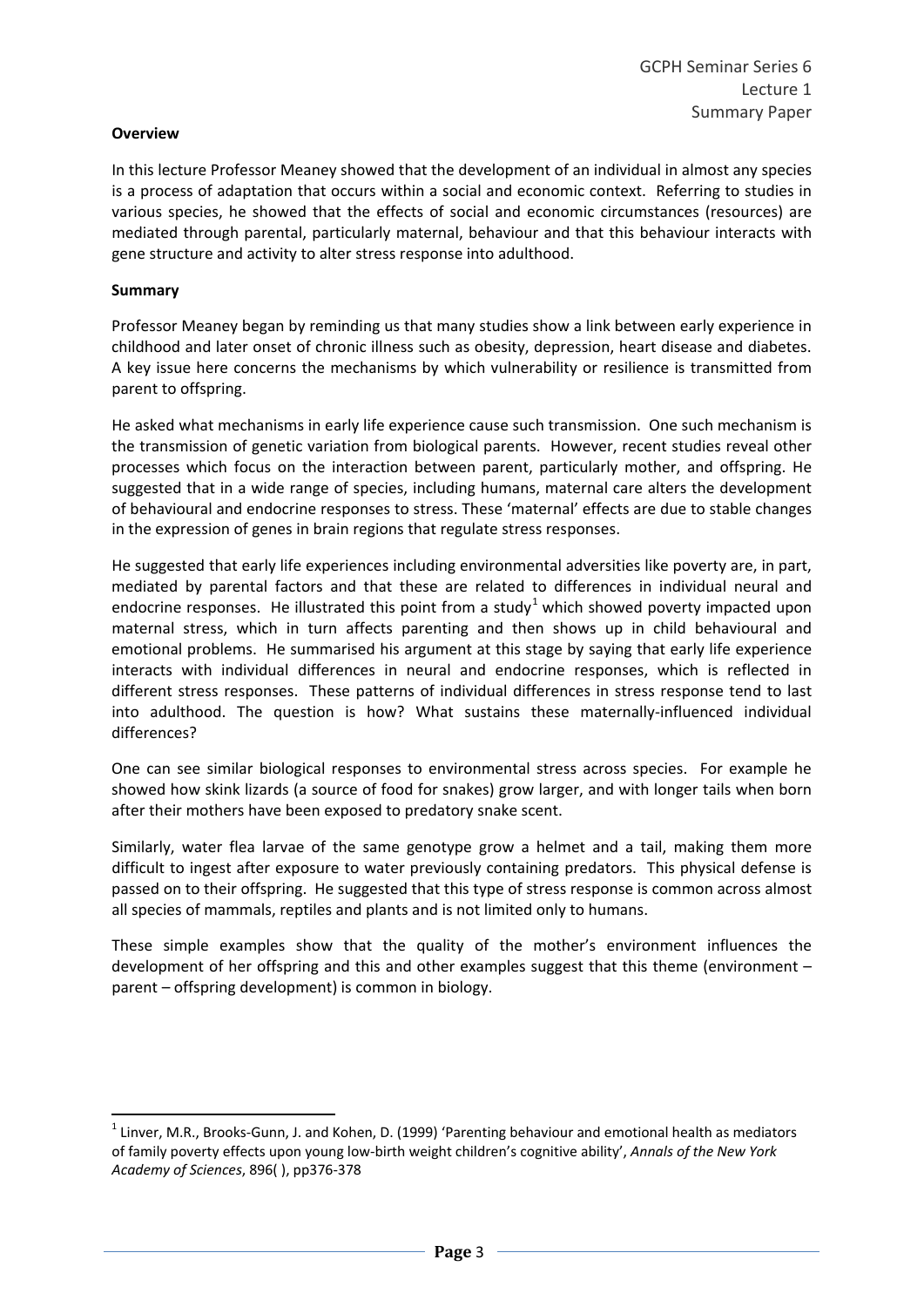**Overview**

In this lecture Professor Meaney showed that the development of an individual in almost any species is a process of adaptation that occurs within a social and economic context. Referring to studies in various species, he showed that the effects of social and economic circumstances (resources) are mediated through parental, particularly maternal, behaviour and that this behaviour interacts with gene structure and activity to alter stress response into adulthood.

**Summary**

Professor Meaney began by reminding us that many studies show a link between early experience in childhood and later onset of chronic illness such as obesity, depression, heart disease and diabetes. A key issue here concerns the mechanisms by which vulnerability or resilience is transmitted from parent to offspring.

He asked what mechanisms in early life experience cause such transmission. One such mechanism is the transmission of genetic variation from biological parents. However, recent studies reveal other processes which focus on the interaction between parent, particularly mother, and offspring. He suggested that in a wide range of species, including humans, maternal care alters the development of behavioural and endocrine responses to stress. These 'maternal' effects are due to stable changes in the expression of genes in brain regions that regulate stress responses.

He suggested that early life experiences including environmental adversities like poverty are, in part, mediated by parental factors and that these are related to differences in individual neural and endocrine responses. He illustrated this point from a study[1] which showed poverty impacted upon maternal stress, which in turn affects parenting and then shows up in child behavioural and emotional problems. He summarised his argument at this stage by saying that early life experience interacts with individual differences in neural and endocrine responses, which is reflected in different stress responses. These patterns of individual differences in stress response tend to last into adulthood. The question is how? What sustains these maternally-influenced individual differences?

One can see similar biological responses to environmental stress across species. For example he showed how skink lizards (a source of food for snakes) grow larger, and with longer tails when born after their mothers have been exposed to predatory snake scent.

Similarly, water flea larvae of the same genotype grow a helmet and a tail, making them more difficult to ingest after exposure to water previously containing predators. This physical defense is passed on to their offspring. He suggested that this type of stress response is common across almost all species of mammals, reptiles and plants and is not limited only to humans.

These simple examples show that the quality of the mother's environment influences the development of her offspring and this and other examples suggest that this theme (environment – parent – offspring development) is common in biology.

---

[1] Linver, M.R., Brooks-Gunn, J. and Kohen, D. (1999) 'Parenting behaviour and emotional health as mediators of family poverty effects upon young low-birth weight children's cognitive ability', *Annals of the New York Academy of Sciences*, 896( ), pp376-378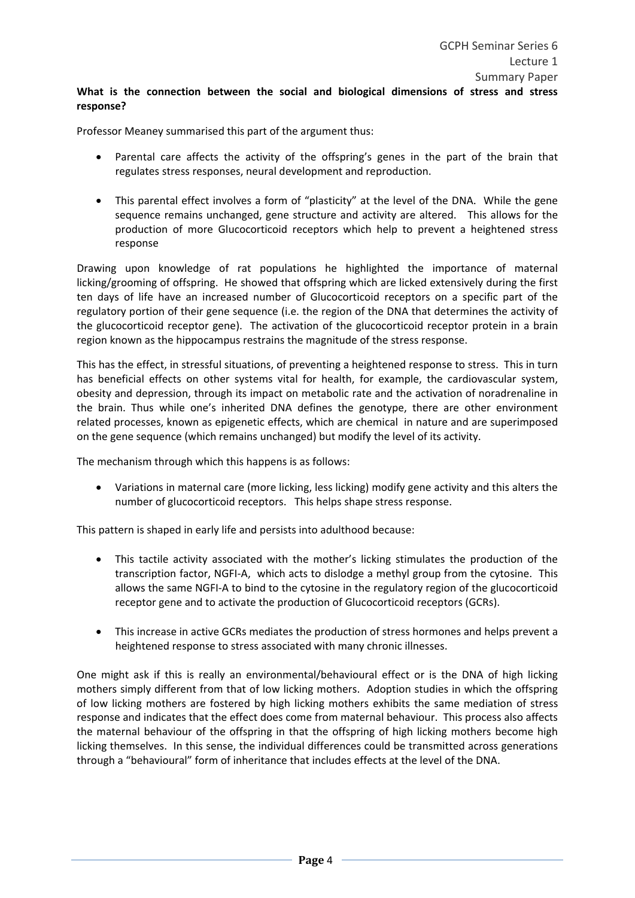**What is the connection between the social and biological dimensions of stress and stress response?**

Professor Meaney summarised this part of the argument thus:

- Parental care affects the activity of the offspring's genes in the part of the brain that regulates stress responses, neural development and reproduction.

- This parental effect involves a form of "plasticity" at the level of the DNA. While the gene sequence remains unchanged, gene structure and activity are altered. This allows for the production of more Glucocorticoid receptors which help to prevent a heightened stress response

Drawing upon knowledge of rat populations he highlighted the importance of maternal licking/grooming of offspring. He showed that offspring which are licked extensively during the first ten days of life have an increased number of Glucocorticoid receptors on a specific part of the regulatory portion of their gene sequence (i.e. the region of the DNA that determines the activity of the glucocorticoid receptor gene). The activation of the glucocorticoid receptor protein in a brain region known as the hippocampus restrains the magnitude of the stress response.

This has the effect, in stressful situations, of preventing a heightened response to stress. This in turn has beneficial effects on other systems vital for health, for example, the cardiovascular system, obesity and depression, through its impact on metabolic rate and the activation of noradrenaline in the brain. Thus while one's inherited DNA defines the genotype, there are other environment related processes, known as epigenetic effects, which are chemical in nature and are superimposed on the gene sequence (which remains unchanged) but modify the level of its activity.

The mechanism through which this happens is as follows:

- Variations in maternal care (more licking, less licking) modify gene activity and this alters the number of glucocorticoid receptors. This helps shape stress response.

This pattern is shaped in early life and persists into adulthood because:

- This tactile activity associated with the mother's licking stimulates the production of the transcription factor, NGFI-A, which acts to dislodge a methyl group from the cytosine. This allows the same NGFI-A to bind to the cytosine in the regulatory region of the glucocorticoid receptor gene and to activate the production of Glucocorticoid receptors (GCRs).

- This increase in active GCRs mediates the production of stress hormones and helps prevent a heightened response to stress associated with many chronic illnesses.

One might ask if this is really an environmental/behavioural effect or is the DNA of high licking mothers simply different from that of low licking mothers. Adoption studies in which the offspring of low licking mothers are fostered by high licking mothers exhibits the same mediation of stress response and indicates that the effect does come from maternal behaviour. This process also affects the maternal behaviour of the offspring in that the offspring of high licking mothers become high licking themselves. In this sense, the individual differences could be transmitted across generations through a "behavioural" form of inheritance that includes effects at the level of the DNA.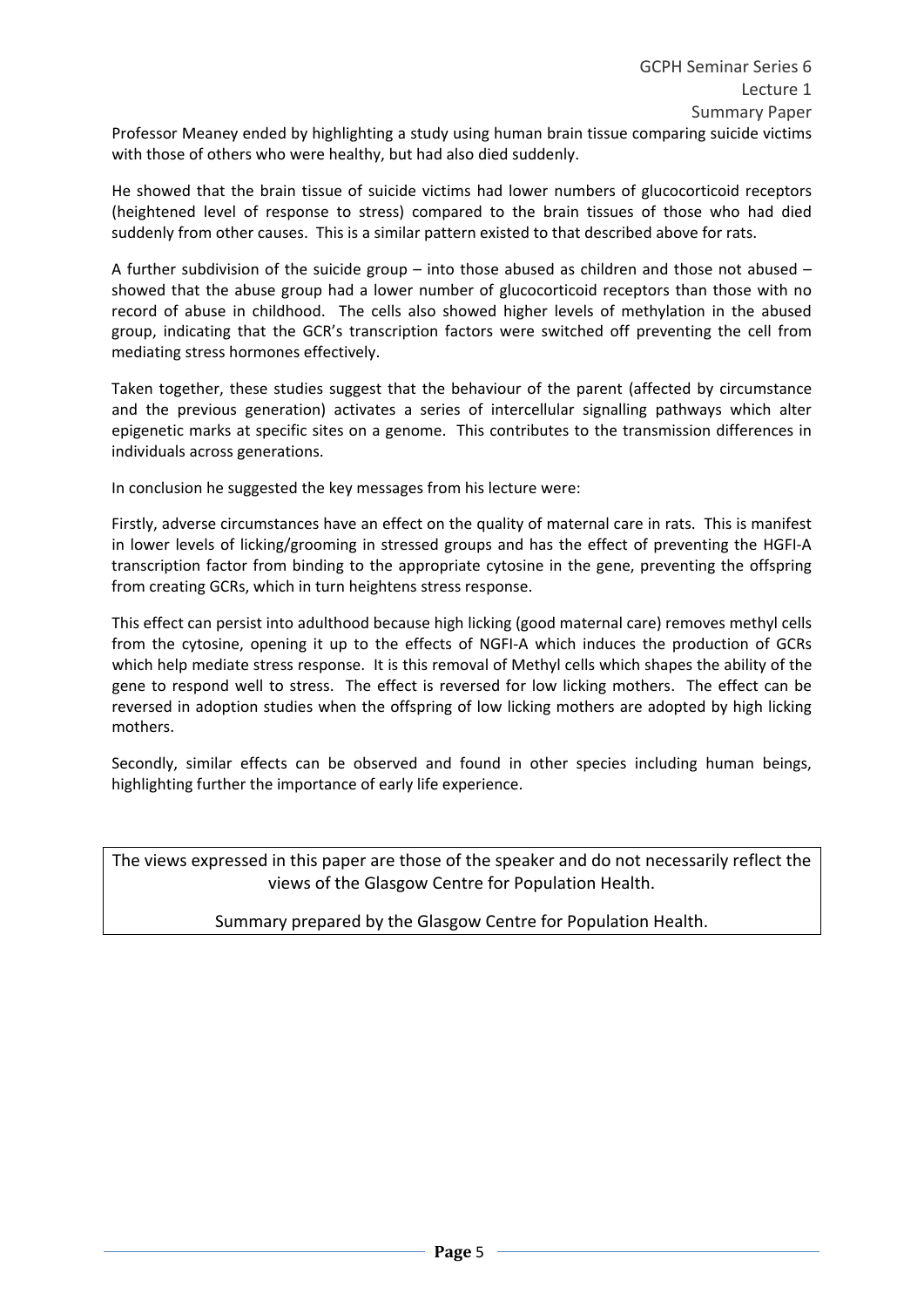Professor Meaney ended by highlighting a study using human brain tissue comparing suicide victims with those of others who were healthy, but had also died suddenly.

He showed that the brain tissue of suicide victims had lower numbers of glucocorticoid receptors (heightened level of response to stress) compared to the brain tissues of those who had died suddenly from other causes. This is a similar pattern existed to that described above for rats.

A further subdivision of the suicide group – into those abused as children and those not abused – showed that the abuse group had a lower number of glucocorticoid receptors than those with no record of abuse in childhood. The cells also showed higher levels of methylation in the abused group, indicating that the GCR's transcription factors were switched off preventing the cell from mediating stress hormones effectively.

Taken together, these studies suggest that the behaviour of the parent (affected by circumstance and the previous generation) activates a series of intercellular signalling pathways which alter epigenetic marks at specific sites on a genome. This contributes to the transmission differences in individuals across generations.

In conclusion he suggested the key messages from his lecture were:

Firstly, adverse circumstances have an effect on the quality of maternal care in rats. This is manifest in lower levels of licking/grooming in stressed groups and has the effect of preventing the HGFI-A transcription factor from binding to the appropriate cytosine in the gene, preventing the offspring from creating GCRs, which in turn heightens stress response.

This effect can persist into adulthood because high licking (good maternal care) removes methyl cells from the cytosine, opening it up to the effects of NGFI-A which induces the production of GCRs which help mediate stress response. It is this removal of Methyl cells which shapes the ability of the gene to respond well to stress. The effect is reversed for low licking mothers. The effect can be reversed in adoption studies when the offspring of low licking mothers are adopted by high licking mothers.

Secondly, similar effects can be observed and found in other species including human beings, highlighting further the importance of early life experience.

The views expressed in this paper are those of the speaker and do not necessarily reflect the views of the Glasgow Centre for Population Health.

Summary prepared by the Glasgow Centre for Population Health.